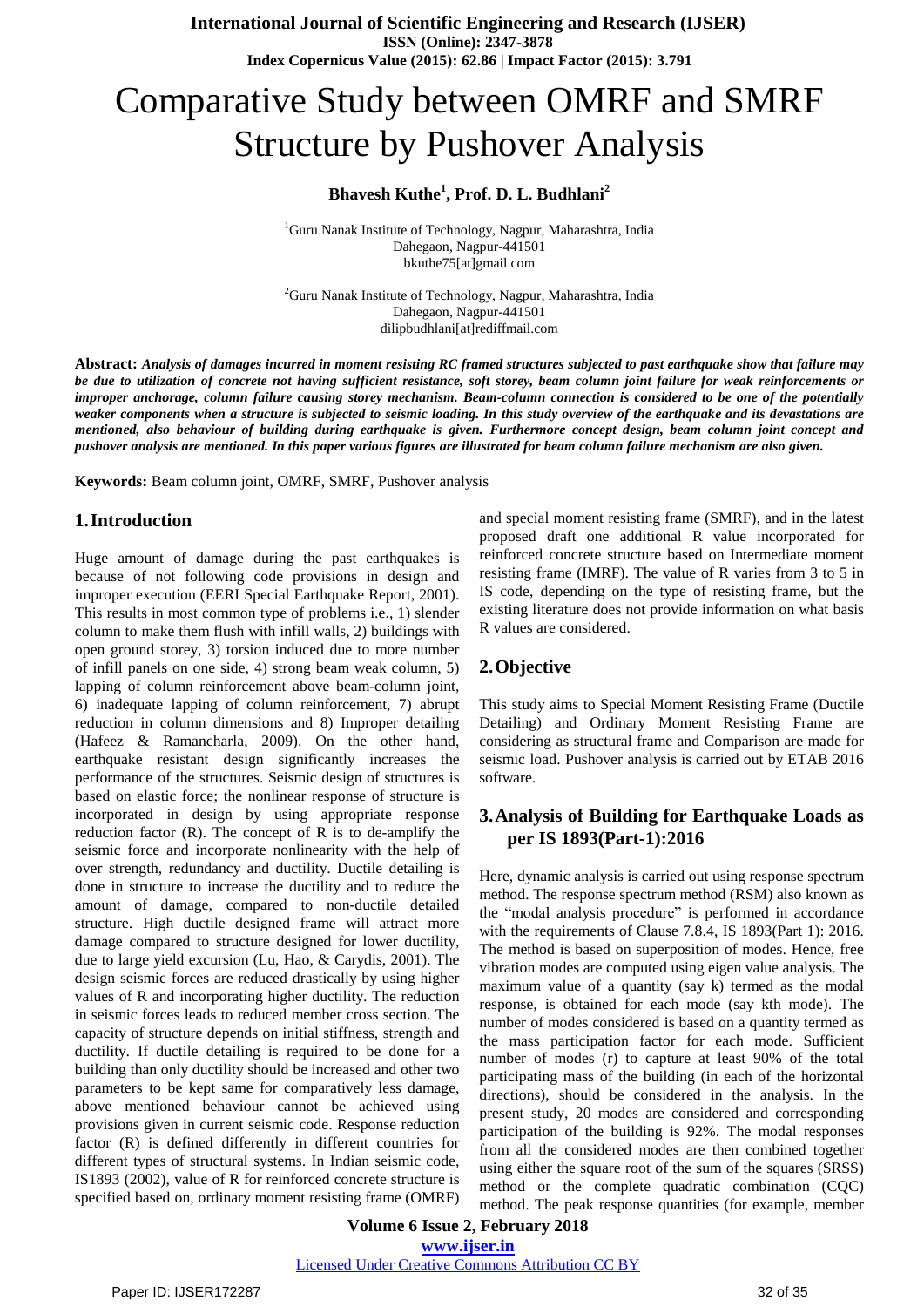# Comparative Study between OMRF and SMRF Structure by Pushover Analysis

**Bhavesh Kuthe[1], Prof. D. L. Budhlani[2]**

[1]Guru Nanak Institute of Technology, Nagpur, Maharashtra, India
Dahegaon, Nagpur-441501
bkuthe75[at]gmail.com

[2]Guru Nanak Institute of Technology, Nagpur, Maharashtra, India
Dahegaon, Nagpur-441501
dilipbudhlani[at]rediffmail.com

**Abstract:** ***Analysis of damages incurred in moment resisting RC framed structures subjected to past earthquake show that failure may be due to utilization of concrete not having sufficient resistance, soft storey, beam column joint failure for weak reinforcements or improper anchorage, column failure causing storey mechanism. Beam-column connection is considered to be one of the potentially weaker components when a structure is subjected to seismic loading. In this study overview of the earthquake and its devastations are mentioned, also behaviour of building during earthquake is given. Furthermore concept design, beam column joint concept and pushover analysis are mentioned. In this paper various figures are illustrated for beam column failure mechanism are also given.***

**Keywords:** Beam column joint, OMRF, SMRF, Pushover analysis

## 1. Introduction

Huge amount of damage during the past earthquakes is because of not following code provisions in design and improper execution (EERI Special Earthquake Report, 2001). This results in most common type of problems i.e., 1) slender column to make them flush with infill walls, 2) buildings with open ground storey, 3) torsion induced due to more number of infill panels on one side, 4) strong beam weak column, 5) lapping of column reinforcement above beam-column joint, 6) inadequate lapping of column reinforcement, 7) abrupt reduction in column dimensions and 8) Improper detailing (Hafeez & Ramancharla, 2009). On the other hand, earthquake resistant design significantly increases the performance of the structures. Seismic design of structures is based on elastic force; the nonlinear response of structure is incorporated in design by using appropriate response reduction factor (R). The concept of R is to de-amplify the seismic force and incorporate nonlinearity with the help of over strength, redundancy and ductility. Ductile detailing is done in structure to increase the ductility and to reduce the amount of damage, compared to non-ductile detailed structure. High ductile designed frame will attract more damage compared to structure designed for lower ductility, due to large yield excursion (Lu, Hao, & Carydis, 2001). The design seismic forces are reduced drastically by using higher values of R and incorporating higher ductility. The reduction in seismic forces leads to reduced member cross section. The capacity of structure depends on initial stiffness, strength and ductility. If ductile detailing is required to be done for a building than only ductility should be increased and other two parameters to be kept same for comparatively less damage, above mentioned behaviour cannot be achieved using provisions given in current seismic code. Response reduction factor (R) is defined differently in different countries for different types of structural systems. In Indian seismic code, IS1893 (2002), value of R for reinforced concrete structure is specified based on, ordinary moment resisting frame (OMRF) and special moment resisting frame (SMRF), and in the latest proposed draft one additional R value incorporated for reinforced concrete structure based on Intermediate moment resisting frame (IMRF). The value of R varies from 3 to 5 in IS code, depending on the type of resisting frame, but the existing literature does not provide information on what basis R values are considered.

## 2. Objective

This study aims to Special Moment Resisting Frame (Ductile Detailing) and Ordinary Moment Resisting Frame are considering as structural frame and Comparison are made for seismic load. Pushover analysis is carried out by ETAB 2016 software.

## 3. Analysis of Building for Earthquake Loads as per IS 1893(Part-1):2016

Here, dynamic analysis is carried out using response spectrum method. The response spectrum method (RSM) also known as the "modal analysis procedure" is performed in accordance with the requirements of Clause 7.8.4, IS 1893(Part 1): 2016. The method is based on superposition of modes. Hence, free vibration modes are computed using eigen value analysis. The maximum value of a quantity (say k) termed as the modal response, is obtained for each mode (say kth mode). The number of modes considered is based on a quantity termed as the mass participation factor for each mode. Sufficient number of modes (r) to capture at least 90% of the total participating mass of the building (in each of the horizontal directions), should be considered in the analysis. In the present study, 20 modes are considered and corresponding participation of the building is 92%. The modal responses from all the considered modes are then combined together using either the square root of the sum of the squares (SRSS) method or the complete quadratic combination (CQC) method. The peak response quantities (for example, member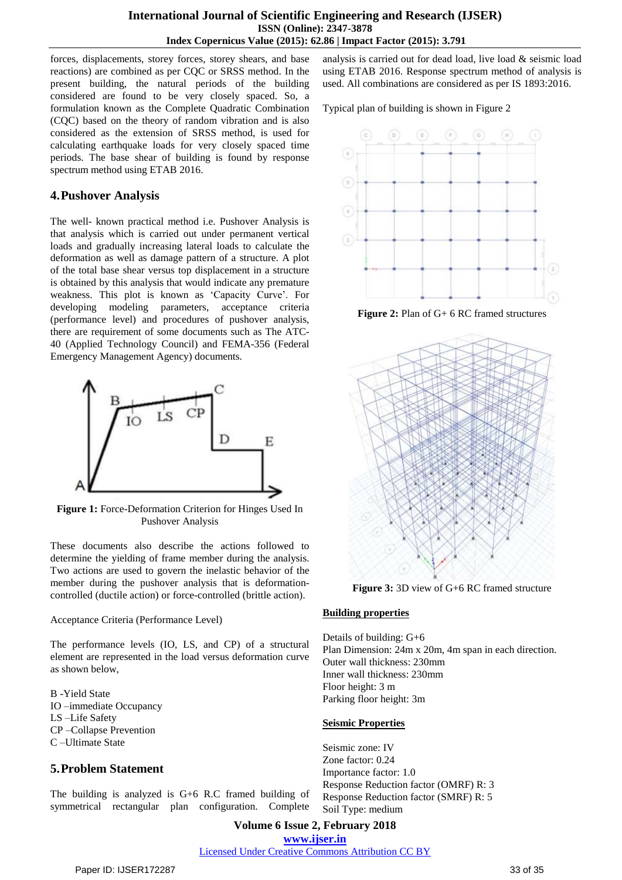forces, displacements, storey forces, storey shears, and base reactions) are combined as per CQC or SRSS method. In the present building, the natural periods of the building considered are found to be very closely spaced. So, a formulation known as the Complete Quadratic Combination (CQC) based on the theory of random vibration and is also considered as the extension of SRSS method, is used for calculating earthquake loads for very closely spaced time periods. The base shear of building is found by response spectrum method using ETAB 2016.

## 4. Pushover Analysis

The well- known practical method i.e. Pushover Analysis is that analysis which is carried out under permanent vertical loads and gradually increasing lateral loads to calculate the deformation as well as damage pattern of a structure. A plot of the total base shear versus top displacement in a structure is obtained by this analysis that would indicate any premature weakness. This plot is known as 'Capacity Curve'. For developing modeling parameters, acceptance criteria (performance level) and procedures of pushover analysis, there are requirement of some documents such as The ATC-40 (Applied Technology Council) and FEMA-356 (Federal Emergency Management Agency) documents.

**Figure 1:** Force-Deformation Criterion for Hinges Used In Pushover Analysis

These documents also describe the actions followed to determine the yielding of frame member during the analysis. Two actions are used to govern the inelastic behavior of the member during the pushover analysis that is deformation-controlled (ductile action) or force-controlled (brittle action).

Acceptance Criteria (Performance Level)

The performance levels (IO, LS, and CP) of a structural element are represented in the load versus deformation curve as shown below,

B -Yield State
IO –immediate Occupancy
LS –Life Safety
CP –Collapse Prevention
C –Ultimate State

## 5. Problem Statement

The building is analyzed is G+6 R.C framed building of symmetrical rectangular plan configuration. Complete analysis is carried out for dead load, live load & seismic load using ETAB 2016. Response spectrum method of analysis is used. All combinations are considered as per IS 1893:2016.

Typical plan of building is shown in Figure 2

**Figure 2:** Plan of G+ 6 RC framed structures

**Figure 3:** 3D view of G+6 RC framed structure

**Building properties**

Details of building: G+6
Plan Dimension: 24m x 20m, 4m span in each direction.
Outer wall thickness: 230mm
Inner wall thickness: 230mm
Floor height: 3 m
Parking floor height: 3m

**Seismic Properties**

Seismic zone: IV
Zone factor: 0.24
Importance factor: 1.0
Response Reduction factor (OMRF) R: 3
Response Reduction factor (SMRF) R: 5
Soil Type: medium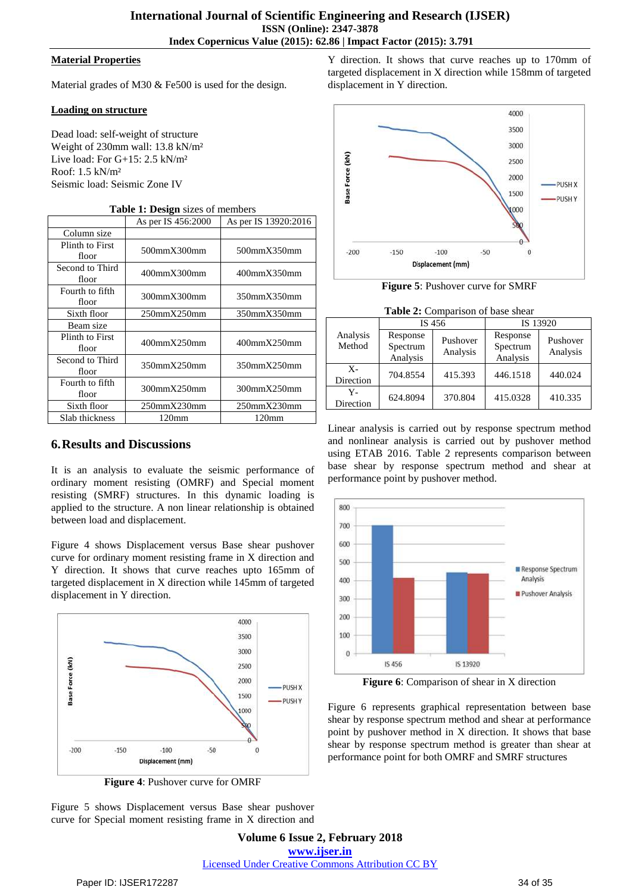**Material Properties**

Material grades of M30 & Fe500 is used for the design.

**Loading on structure**

Dead load: self-weight of structure
Weight of 230mm wall: 13.8 kN/m²
Live load: For G+15: 2.5 kN/m²
Roof: 1.5 kN/m²
Seismic load: Seismic Zone IV

**Table 1: Design** sizes of members

| | As per IS 456:2000 | As per IS 13920:2016 |
|---|---|---|
| Column size | | |
| Plinth to First floor | 500mmX300mm | 500mmX350mm |
| Second to Third floor | 400mmX300mm | 400mmX350mm |
| Fourth to fifth floor | 300mmX300mm | 350mmX350mm |
| Sixth floor | 250mmX250mm | 350mmX350mm |
| Beam size | | |
| Plinth to First floor | 400mmX250mm | 400mmX250mm |
| Second to Third floor | 350mmX250mm | 350mmX250mm |
| Fourth to fifth floor | 300mmX250mm | 300mmX250mm |
| Sixth floor | 250mmX230mm | 250mmX230mm |
| Slab thickness | 120mm | 120mm |

## 6. Results and Discussions

It is an analysis to evaluate the seismic performance of ordinary moment resisting (OMRF) and Special moment resisting (SMRF) structures. In this dynamic loading is applied to the structure. A non linear relationship is obtained between load and displacement.

Figure 4 shows Displacement versus Base shear pushover curve for ordinary moment resisting frame in X direction and Y direction. It shows that curve reaches upto 165mm of targeted displacement in X direction while 145mm of targeted displacement in Y direction.

**Figure 4**: Pushover curve for OMRF

Figure 5 shows Displacement versus Base shear pushover curve for Special moment resisting frame in X direction and Y direction. It shows that curve reaches up to 170mm of targeted displacement in X direction while 158mm of targeted displacement in Y direction.

**Figure 5**: Pushover curve for SMRF

**Table 2:** Comparison of base shear

| Analysis Method | IS 456 | | IS 13920 | |
|---|---|---|---|---|
| | Response Spectrum Analysis | Pushover Analysis | Response Spectrum Analysis | Pushover Analysis |
| X-Direction | 704.8554 | 415.393 | 446.1518 | 440.024 |
| Y-Direction | 624.8094 | 370.804 | 415.0328 | 410.335 |

Linear analysis is carried out by response spectrum method and nonlinear analysis is carried out by pushover method using ETAB 2016. Table 2 represents comparison between base shear by response spectrum method and shear at performance point by pushover method.

**Figure 6**: Comparison of shear in X direction

Figure 6 represents graphical representation between base shear by response spectrum method and shear at performance point by pushover method in X direction. It shows that base shear by response spectrum method is greater than shear at performance point for both OMRF and SMRF structures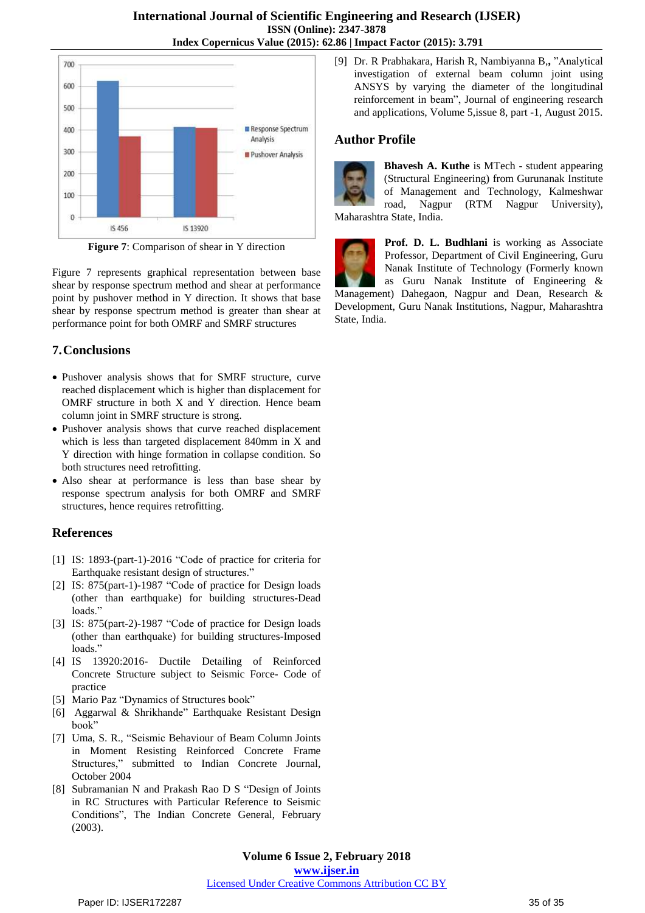700
600
500
400
300
200
100
0

IS 456
IS 13920

Response Spectrum Analysis
Pushover Analysis

**Figure 7**: Comparison of shear in Y direction

Figure 7 represents graphical representation between base shear by response spectrum method and shear at performance point by pushover method in Y direction. It shows that base shear by response spectrum method is greater than shear at performance point for both OMRF and SMRF structures

## 7. Conclusions

- Pushover analysis shows that for SMRF structure, curve reached displacement which is higher than displacement for OMRF structure in both X and Y direction. Hence beam column joint in SMRF structure is strong.
- Pushover analysis shows that curve reached displacement which is less than targeted displacement 840mm in X and Y direction with hinge formation in collapse condition. So both structures need retrofitting.
- Also shear at performance is less than base shear by response spectrum analysis for both OMRF and SMRF structures, hence requires retrofitting.

## References

[1] IS: 1893-(part-1)-2016 "Code of practice for criteria for Earthquake resistant design of structures."
[2] IS: 875(part-1)-1987 "Code of practice for Design loads (other than earthquake) for building structures-Dead loads."
[3] IS: 875(part-2)-1987 "Code of practice for Design loads (other than earthquake) for building structures-Imposed loads."
[4] IS 13920:2016- Ductile Detailing of Reinforced Concrete Structure subject to Seismic Force- Code of practice
[5] Mario Paz "Dynamics of Structures book"
[6] Aggarwal & Shrikhande" Earthquake Resistant Design book"
[7] Uma, S. R., "Seismic Behaviour of Beam Column Joints in Moment Resisting Reinforced Concrete Frame Structures," submitted to Indian Concrete Journal, October 2004
[8] Subramanian N and Prakash Rao D S "Design of Joints in RC Structures with Particular Reference to Seismic Conditions", The Indian Concrete General, February (2003).
[9] Dr. R Prabhakara, Harish R, Nambiyanna B,, "Analytical investigation of external beam column joint using ANSYS by varying the diameter of the longitudinal reinforcement in beam", Journal of engineering research and applications, Volume 5,issue 8, part -1, August 2015.

## Author Profile

**Bhavesh A. Kuthe** is MTech - student appearing (Structural Engineering) from Gurunanak Institute of Management and Technology, Kalmeshwar road, Nagpur (RTM Nagpur University), Maharashtra State, India.

**Prof. D. L. Budhlani** is working as Associate Professor, Department of Civil Engineering, Guru Nanak Institute of Technology (Formerly known as Guru Nanak Institute of Engineering & Management) Dahegaon, Nagpur and Dean, Research & Development, Guru Nanak Institutions, Nagpur, Maharashtra State, India.